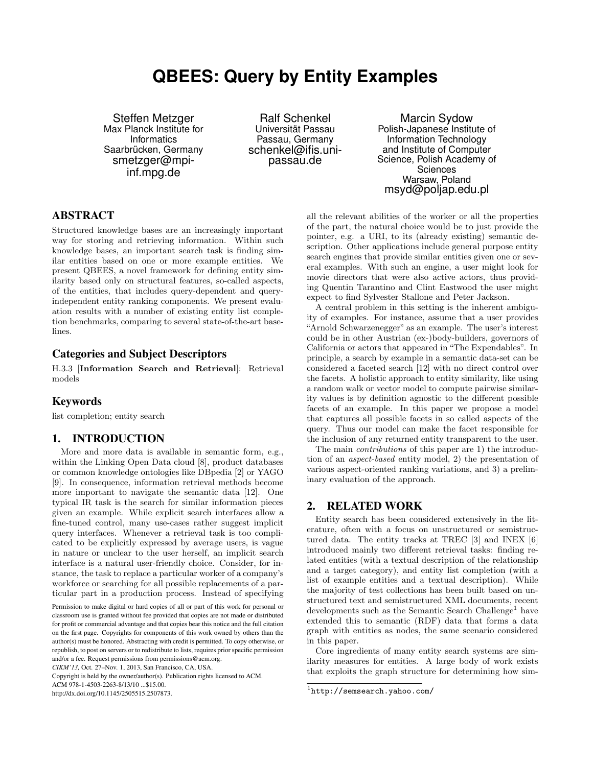# QBEES: Query by Entity Examples

Steffen Metzger
Max Planck Institute for Informatics
Saarbrücken, Germany
smetzger@mpi-inf.mpg.de

Ralf Schenkel
Universität Passau
Passau, Germany
schenkel@ifis.uni-passau.de

Marcin Sydow
Polish-Japanese Institute of Information Technology and Institute of Computer Science, Polish Academy of Sciences
Warsaw, Poland
msyd@poljap.edu.pl

## ABSTRACT

Structured knowledge bases are an increasingly important way for storing and retrieving information. Within such knowledge bases, an important search task is finding similar entities based on one or more example entities. We present QBEES, a novel framework for defining entity similarity based only on structural features, so-called aspects, of the entities, that includes query-dependent and query-independent entity ranking components. We present evaluation results with a number of existing entity list completion benchmarks, comparing to several state-of-the-art baselines.

## Categories and Subject Descriptors

H.3.3 [**Information Search and Retrieval**]: Retrieval models

## Keywords

list completion; entity search

## 1. INTRODUCTION

More and more data is available in semantic form, e.g., within the Linking Open Data cloud [8], product databases or common knowledge ontologies like DBpedia [2] or YAGO [9]. In consequence, information retrieval methods become more important to navigate the semantic data [12]. One typical IR task is the search for similar information pieces given an example. While explicit search interfaces allow a fine-tuned control, many use-cases rather suggest implicit query interfaces. Whenever a retrieval task is too complicated to be explicitly expressed by average users, is vague in nature or unclear to the user herself, an implicit search interface is a natural user-friendly choice. Consider, for instance, the task to replace a particular worker of a company's workforce or searching for all possible replacements of a particular part in a production process. Instead of specifying all the relevant abilities of the worker or all the properties of the part, the natural choice would be to just provide the pointer, e.g. a URI, to its (already existing) semantic description. Other applications include general purpose entity search engines that provide similar entities given one or several examples. With such an engine, a user might look for movie directors that were also active actors, thus providing Quentin Tarantino and Clint Eastwood the user might expect to find Sylvester Stallone and Peter Jackson.

A central problem in this setting is the inherent ambiguity of examples. For instance, assume that a user provides "Arnold Schwarzenegger" as an example. The user's interest could be in other Austrian (ex-)body-builders, governors of California or actors that appeared in "The Expendables". In principle, a search by example in a semantic data-set can be considered a faceted search [12] with no direct control over the facets. A holistic approach to entity similarity, like using a random walk or vector model to compute pairwise similarity values is by definition agnostic to the different possible facets of an example. In this paper we propose a model that captures all possible facets in so called aspects of the query. Thus our model can make the facet responsible for the inclusion of any returned entity transparent to the user.

The main *contributions* of this paper are 1) the introduction of an *aspect-based* entity model, 2) the presentation of various aspect-oriented ranking variations, and 3) a preliminary evaluation of the approach.

## 2. RELATED WORK

Entity search has been considered extensively in the literature, often with a focus on unstructured or semistructured data. The entity tracks at TREC [3] and INEX [6] introduced mainly two different retrieval tasks: finding related entities (with a textual description of the relationship and a target category), and entity list completion (with a list of example entities and a textual description). While the majority of test collections has been built based on unstructured text and semistructured XML documents, recent developments such as the Semantic Search Challenge[1] have extended this to semantic (RDF) data that forms a data graph with entities as nodes, the same scenario considered in this paper.

Core ingredients of many entity search systems are similarity measures for entities. A large body of work exists that exploits the graph structure for determining how sim-

[1] `http://semsearch.yahoo.com/`

Permission to make digital or hard copies of all or part of this work for personal or classroom use is granted without fee provided that copies are not made or distributed for profit or commercial advantage and that copies bear this notice and the full citation on the first page. Copyrights for components of this work owned by others than the author(s) must be honored. Abstracting with credit is permitted. To copy otherwise, or republish, to post on servers or to redistribute to lists, requires prior specific permission and/or a fee. Request permissions from permissions@acm.org.
*CIKM'13,* Oct. 27–Nov. 1, 2013, San Francisco, CA, USA.
Copyright is held by the owner/author(s). Publication rights licensed to ACM.
ACM 978-1-4503-2263-8/13/10 ...$15.00.
http://dx.doi.org/10.1145/2505515.2507873.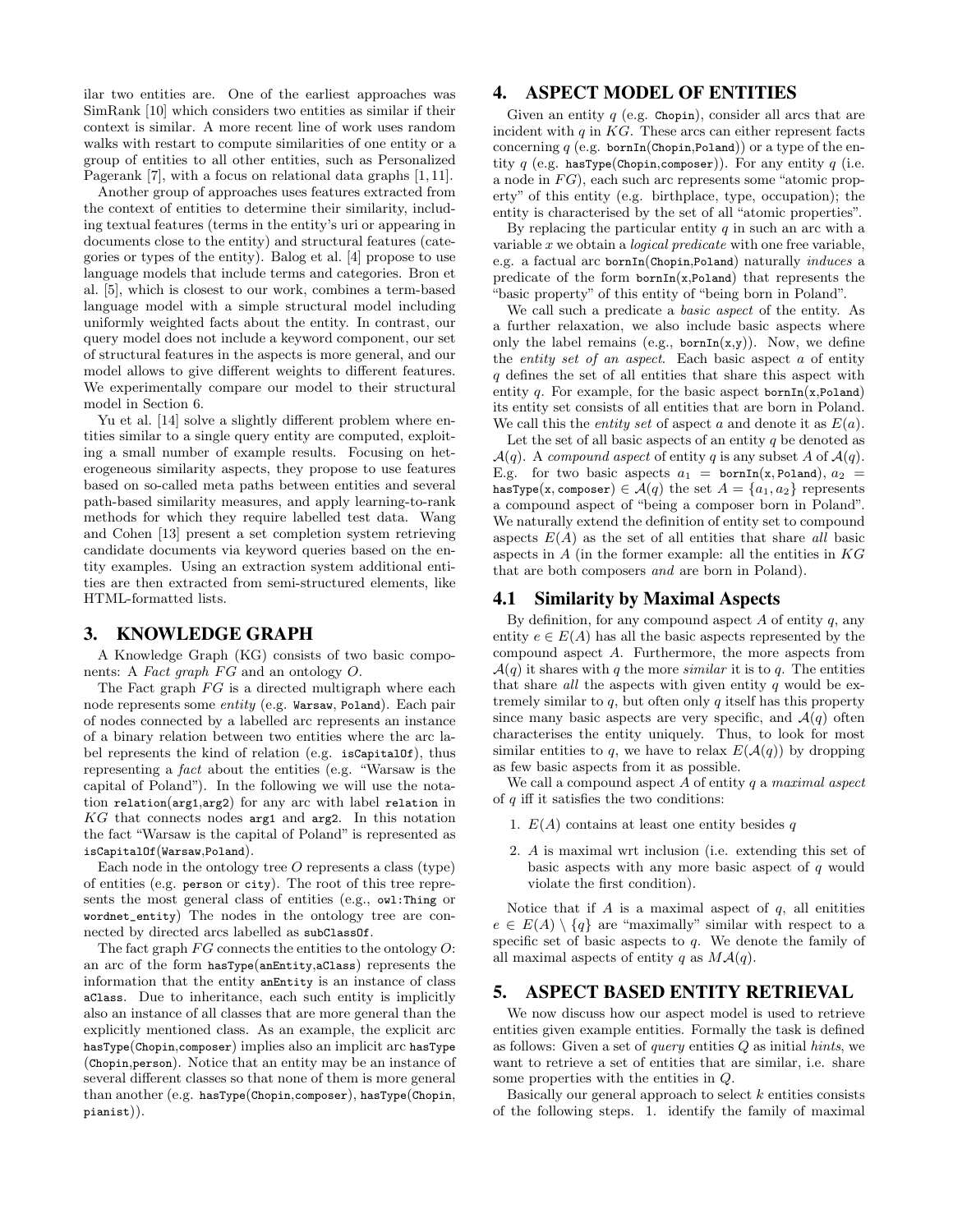ilar two entities are. One of the earliest approaches was SimRank [10] which considers two entities as similar if their context is similar. A more recent line of work uses random walks with restart to compute similarities of one entity or a group of entities to all other entities, such as Personalized Pagerank [7], with a focus on relational data graphs [1, 11].

Another group of approaches uses features extracted from the context of entities to determine their similarity, including textual features (terms in the entity's uri or appearing in documents close to the entity) and structural features (categories or types of the entity). Balog et al. [4] propose to use language models that include terms and categories. Bron et al. [5], which is closest to our work, combines a term-based language model with a simple structural model including uniformly weighted facts about the entity. In contrast, our query model does not include a keyword component, our set of structural features in the aspects is more general, and our model allows to give different weights to different features. We experimentally compare our model to their structural model in Section 6.

Yu et al. [14] solve a slightly different problem where entities similar to a single query entity are computed, exploiting a small number of example results. Focusing on heterogeneous similarity aspects, they propose to use features based on so-called meta paths between entities and several path-based similarity measures, and apply learning-to-rank methods for which they require labelled test data. Wang and Cohen [13] present a set completion system retrieving candidate documents via keyword queries based on the entity examples. Using an extraction system additional entities are then extracted from semi-structured elements, like HTML-formatted lists.

## 3. KNOWLEDGE GRAPH

A Knowledge Graph (KG) consists of two basic components: A *Fact graph* $FG$ and an ontology $O$.

The Fact graph $FG$ is a directed multigraph where each node represents some *entity* (e.g. `Warsaw`, `Poland`). Each pair of nodes connected by a labelled arc represents an instance of a binary relation between two entities where the arc label represents the kind of relation (e.g. `isCapitalOf`), thus representing a *fact* about the entities (e.g. "Warsaw is the capital of Poland"). In the following we will use the notation `relation(arg1,arg2)` for any arc with label `relation` in $KG$ that connects nodes `arg1` and `arg2`. In this notation the fact "Warsaw is the capital of Poland" is represented as `isCapitalOf(Warsaw,Poland)`.

Each node in the ontology tree $O$ represents a class (type) of entities (e.g. `person` or `city`). The root of this tree represents the most general class of entities (e.g., `owl:Thing` or `wordnet_entity`) The nodes in the ontology tree are connected by directed arcs labelled as `subClassOf`.

The fact graph $FG$ connects the entities to the ontology $O$: an arc of the form `hasType(anEntity,aClass)` represents the information that the entity `anEntity` is an instance of class `aClass`. Due to inheritance, each such entity is implicitly also an instance of all classes that are more general than the explicitly mentioned class. As an example, the explicit arc `hasType(Chopin,composer)` implies also an implicit arc `hasType(Chopin,person)`. Notice that an entity may be an instance of several different classes so that none of them is more general than another (e.g. `hasType(Chopin,composer)`, `hasType(Chopin,pianist)`).

## 4. ASPECT MODEL OF ENTITIES

Given an entity $q$ (e.g. `Chopin`), consider all arcs that are incident with $q$ in $KG$. These arcs can either represent facts concerning $q$ (e.g. `bornIn(Chopin,Poland)`) or a type of the entity $q$ (e.g. `hasType(Chopin,composer)`). For any entity $q$ (i.e. a node in $FG$), each such arc represents some "atomic property" of this entity (e.g. birthplace, type, occupation); the entity is characterised by the set of all "atomic properties".

By replacing the particular entity $q$ in such an arc with a variable $x$ we obtain a *logical predicate* with one free variable, e.g. a factual arc `bornIn(Chopin,Poland)` naturally *induces* a predicate of the form `bornIn(x,Poland)` that represents the "basic property" of this entity of "being born in Poland".

We call such a predicate a *basic aspect* of the entity. As a further relaxation, we also include basic aspects where only the label remains (e.g., `bornIn(x,y)`). Now, we define the *entity set of an aspect*. Each basic aspect $a$ of entity $q$ defines the set of all entities that share this aspect with entity $q$. For example, for the basic aspect `bornIn(x,Poland)` its entity set consists of all entities that are born in Poland. We call this the *entity set* of aspect $a$ and denote it as $E(a)$.

Let the set of all basic aspects of an entity $q$ be denoted as $\mathcal{A}(q)$. A *compound aspect* of entity $q$ is any subset $A$ of $\mathcal{A}(q)$. E.g. for two basic aspects $a_1 = \texttt{bornIn(x, Poland)}$, $a_2 = \texttt{hasType(x, composer)} \in \mathcal{A}(q)$ the set $A = \{a_1, a_2\}$ represents a compound aspect of "being a composer born in Poland". We naturally extend the definition of entity set to compound aspects $E(A)$ as the set of all entities that share *all* basic aspects in $A$ (in the former example: all the entities in $KG$ that are both composers *and* are born in Poland).

### 4.1 Similarity by Maximal Aspects

By definition, for any compound aspect $A$ of entity $q$, any entity $e \in E(A)$ has all the basic aspects represented by the compound aspect $A$. Furthermore, the more aspects from $\mathcal{A}(q)$ it shares with $q$ the more *similar* it is to $q$. The entities that share *all* the aspects with given entity $q$ would be extremely similar to $q$, but often only $q$ itself has this property since many basic aspects are very specific, and $\mathcal{A}(q)$ often characterises the entity uniquely. Thus, to look for most similar entities to $q$, we have to relax $E(\mathcal{A}(q))$ by dropping as few basic aspects from it as possible.

We call a compound aspect $A$ of entity $q$ a *maximal aspect* of $q$ iff it satisfies the two conditions:

1. $E(A)$ contains at least one entity besides $q$
2. $A$ is maximal wrt inclusion (i.e. extending this set of basic aspects with any more basic aspect of $q$ would violate the first condition).

Notice that if $A$ is a maximal aspect of $q$, all enitities $e \in E(A) \setminus \{q\}$ are "maximally" similar with respect to a specific set of basic aspects to $q$. We denote the family of all maximal aspects of entity $q$ as $M\mathcal{A}(q)$.

## 5. ASPECT BASED ENTITY RETRIEVAL

We now discuss how our aspect model is used to retrieve entities given example entities. Formally the task is defined as follows: Given a set of *query* entities $Q$ as initial *hints*, we want to retrieve a set of entities that are similar, i.e. share some properties with the entities in $Q$.

Basically our general approach to select $k$ entities consists of the following steps. 1. identify the family of maximal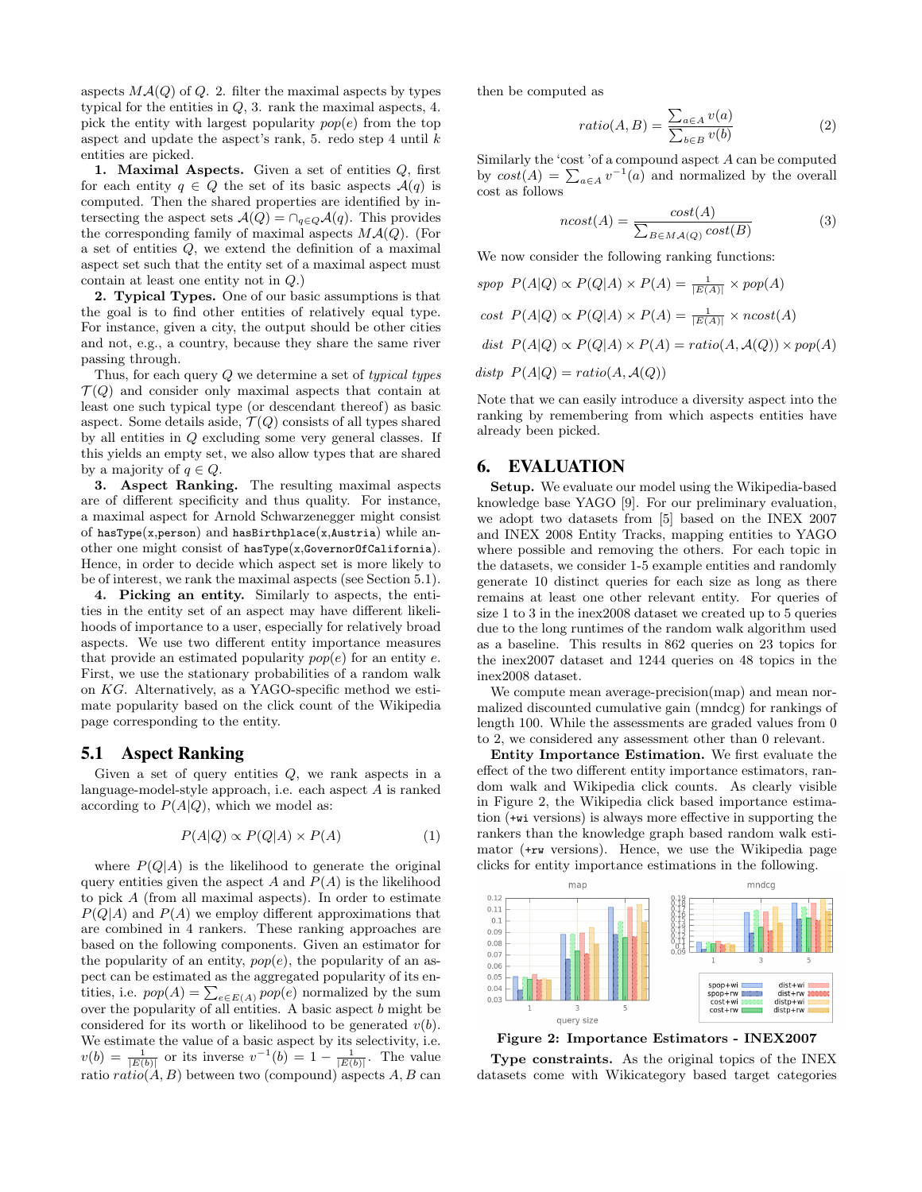aspects $\mathcal{MA}(Q)$ of $Q$. 2. filter the maximal aspects by types typical for the entities in $Q$, 3. rank the maximal aspects, 4. pick the entity with largest popularity $pop(e)$ from the top aspect and update the aspect's rank, 5. redo step 4 until $k$ entities are picked.

**1. Maximal Aspects.** Given a set of entities $Q$, first for each entity $q \in Q$ the set of its basic aspects $\mathcal{A}(q)$ is computed. Then the shared properties are identified by intersecting the aspect sets $\mathcal{A}(Q) = \cap_{q \in Q} \mathcal{A}(q)$. This provides the corresponding family of maximal aspects $\mathcal{MA}(Q)$. (For a set of entities $Q$, we extend the definition of a maximal aspect set such that the entity set of a maximal aspect must contain at least one entity not in $Q$.)

**2. Typical Types.** One of our basic assumptions is that the goal is to find other entities of relatively equal type. For instance, given a city, the output should be other cities and not, e.g., a country, because they share the same river passing through.

Thus, for each query $Q$ we determine a set of *typical types* $\mathcal{T}(Q)$ and consider only maximal aspects that contain at least one such typical type (or descendant thereof) as basic aspect. Some details aside, $\mathcal{T}(Q)$ consists of all types shared by all entities in $Q$ excluding some very general classes. If this yields an empty set, we also allow types that are shared by a majority of $q \in Q$.

**3. Aspect Ranking.** The resulting maximal aspects are of different specificity and thus quality. For instance, a maximal aspect for Arnold Schwarzenegger might consist of `hasType(x,person)` and `hasBirthplace(x,Austria)` while another one might consist of `hasType(x,GovernorOfCalifornia)`. Hence, in order to decide which aspect set is more likely to be of interest, we rank the maximal aspects (see Section 5.1).

**4. Picking an entity.** Similarly to aspects, the entities in the entity set of an aspect may have different likelihoods of importance to a user, especially for relatively broad aspects. We use two different entity importance measures that provide an estimated popularity $pop(e)$ for an entity $e$. First, we use the stationary probabilities of a random walk on $KG$. Alternatively, as a YAGO-specific method we estimate popularity based on the click count of the Wikipedia page corresponding to the entity.

## 5.1 Aspect Ranking

Given a set of query entities $Q$, we rank aspects in a language-model-style approach, i.e. each aspect $A$ is ranked according to $P(A|Q)$, which we model as:

$$P(A|Q) \propto P(Q|A) \times P(A) \qquad (1)$$

where $P(Q|A)$ is the likelihood to generate the original query entities given the aspect $A$ and $P(A)$ is the likelihood to pick $A$ (from all maximal aspects). In order to estimate $P(Q|A)$ and $P(A)$ we employ different approximations that are combined in 4 rankers. These ranking approaches are based on the following components. Given an estimator for the popularity of an entity, $pop(e)$, the popularity of an aspect can be estimated as the aggregated popularity of its entities, i.e. $pop(A) = \sum_{e \in E(A)} pop(e)$ normalized by the sum over the popularity of all entities. A basic aspect $b$ might be considered for its worth or likelihood to be generated $v(b)$. We estimate the value of a basic aspect by its selectivity, i.e. $v(b) = \frac{1}{|E(b)|}$ or its inverse $v^{-1}(b) = 1 - \frac{1}{|E(b)|}$. The value ratio $ratio(A, B)$ between two (compound) aspects $A, B$ can then be computed as

$$ratio(A, B) = \frac{\sum_{a \in A} v(a)}{\sum_{b \in B} v(b)} \qquad (2)$$

Similarly the 'cost 'of a compound aspect $A$ can be computed by $cost(A) = \sum_{a \in A} v^{-1}(a)$ and normalized by the overall cost as follows

$$ncost(A) = \frac{cost(A)}{\sum_{B \in \mathcal{MA}(Q)} cost(B)} \qquad (3)$$

We now consider the following ranking functions:

*spop* $P(A|Q) \propto P(Q|A) \times P(A) = \frac{1}{|E(A)|} \times pop(A)$

*cost* $P(A|Q) \propto P(Q|A) \times P(A) = \frac{1}{|E(A)|} \times ncost(A)$

*dist* $P(A|Q) \propto P(Q|A) \times P(A) = ratio(A, \mathcal{A}(Q)) \times pop(A)$

*distp* $P(A|Q) = ratio(A, \mathcal{A}(Q))$

Note that we can easily introduce a diversity aspect into the ranking by remembering from which aspects entities have already been picked.

# 6. EVALUATION

**Setup.** We evaluate our model using the Wikipedia-based knowledge base YAGO [9]. For our preliminary evaluation, we adopt two datasets from [5] based on the INEX 2007 and INEX 2008 Entity Tracks, mapping entities to YAGO where possible and removing the others. For each topic in the datasets, we consider 1-5 example entities and randomly generate 10 distinct queries for each size as long as there remains at least one other relevant entity. For queries of size 1 to 3 in the inex2008 dataset we created up to 5 queries due to the long runtimes of the random walk algorithm used as a baseline. This results in 862 queries on 23 topics for the inex2007 dataset and 1244 queries on 48 topics in the inex2008 dataset.

We compute mean average-precision(map) and mean normalized discounted cumulative gain (mndcg) for rankings of length 100. While the assessments are graded values from 0 to 2, we considered any assessment other than 0 relevant.

**Entity Importance Estimation.** We first evaluate the effect of the two different entity importance estimators, random walk and Wikipedia click counts. As clearly visible in Figure 2, the Wikipedia click based importance estimation (`+wi` versions) is always more effective in supporting the rankers than the knowledge graph based random walk estimator (`+rw` versions). Hence, we use the Wikipedia page clicks for entity importance estimations in the following.

**Figure 2: Importance Estimators - INEX2007**

**Type constraints.** As the original topics of the INEX datasets come with Wikicategory based target categories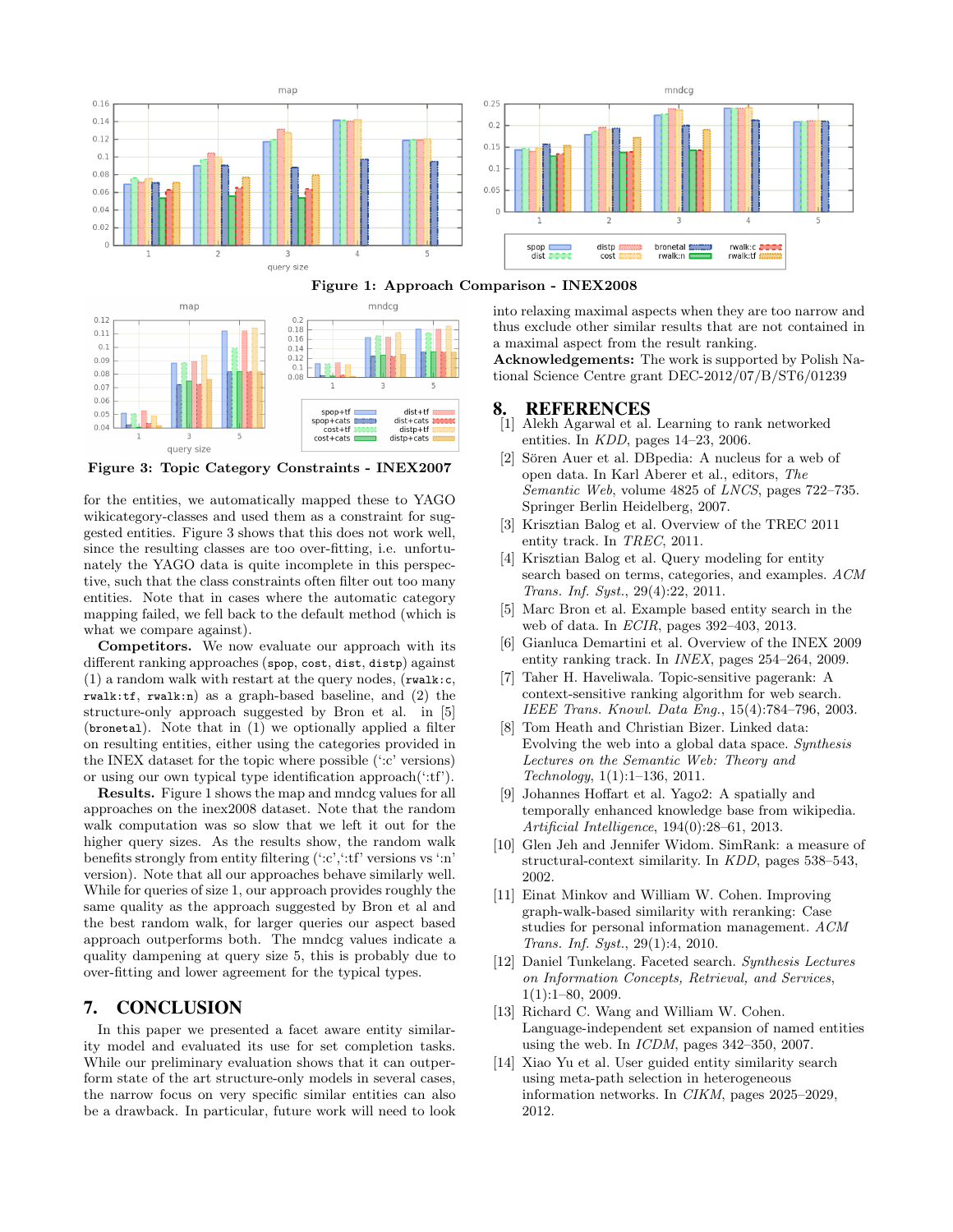map

0.16
0.14
0.12
0.1
0.08
0.06
0.04
0.02
0

1 2 3 4 5

query size

mndcg

0.25
0.2
0.15
0.1
0.05
0

1 2 3 4 5

spop
dist
distp
cost
bronetal
rwalk:n
rwalk:c
rwalk:tf

**Figure 1: Approach Comparison - INEX2008**

map

0.12
0.11
0.1
0.09
0.08
0.07
0.06
0.05
0.04

1 3 5

query size

mndcg

0.2
0.18
0.16
0.14
0.12
0.1
0.08

1 3 5

spop+tf
spop+cats
cost+tf
cost+cats
dist+tf
dist+cats
distp+tf
distp+cats

**Figure 3: Topic Category Constraints - INEX2007**

for the entities, we automatically mapped these to YAGO wikicategory-classes and used them as a constraint for suggested entities. Figure 3 shows that this does not work well, since the resulting classes are too over-fitting, i.e. unfortunately the YAGO data is quite incomplete in this perspective, such that the class constraints often filter out too many entities. Note that in cases where the automatic category mapping failed, we fell back to the default method (which is what we compare against).

**Competitors.** We now evaluate our approach with its different ranking approaches (`spop`, `cost`, `dist`, `distp`) against (1) a random walk with restart at the query nodes, (`rwalk:c`, `rwalk:tf`, `rwalk:n`) as a graph-based baseline, and (2) the structure-only approach suggested by Bron et al. in [5] (`bronetal`). Note that in (1) we optionally applied a filter on resulting entities, either using the categories provided in the INEX dataset for the topic where possible (':c' versions) or using our own typical type identification approach(':tf').

**Results.** Figure 1 shows the map and mndcg values for all approaches on the inex2008 dataset. Note that the random walk computation was so slow that we left it out for the higher query sizes. As the results show, the random walk benefits strongly from entity filtering (':c',':tf' versions vs ':n' version). Note that all our approaches behave similarly well. While for queries of size 1, our approach provides roughly the same quality as the approach suggested by Bron et al and the best random walk, for larger queries our aspect based approach outperforms both. The mndcg values indicate a quality dampening at query size 5, this is probably due to over-fitting and lower agreement for the typical types.

## 7. CONCLUSION

In this paper we presented a facet aware entity similarity model and evaluated its use for set completion tasks. While our preliminary evaluation shows that it can outperform state of the art structure-only models in several cases, the narrow focus on very specific similar entities can also be a drawback. In particular, future work will need to look into relaxing maximal aspects when they are too narrow and thus exclude other similar results that are not contained in a maximal aspect from the result ranking.

**Acknowledgements:** The work is supported by Polish National Science Centre grant DEC-2012/07/B/ST6/01239

## 8. REFERENCES

[1] Alekh Agarwal et al. Learning to rank networked entities. In *KDD*, pages 14–23, 2006.

[2] Sören Auer et al. DBpedia: A nucleus for a web of open data. In Karl Aberer et al., editors, *The Semantic Web*, volume 4825 of *LNCS*, pages 722–735. Springer Berlin Heidelberg, 2007.

[3] Krisztian Balog et al. Overview of the TREC 2011 entity track. In *TREC*, 2011.

[4] Krisztian Balog et al. Query modeling for entity search based on terms, categories, and examples. *ACM Trans. Inf. Syst.*, 29(4):22, 2011.

[5] Marc Bron et al. Example based entity search in the web of data. In *ECIR*, pages 392–403, 2013.

[6] Gianluca Demartini et al. Overview of the INEX 2009 entity ranking track. In *INEX*, pages 254–264, 2009.

[7] Taher H. Haveliwala. Topic-sensitive pagerank: A context-sensitive ranking algorithm for web search. *IEEE Trans. Knowl. Data Eng.*, 15(4):784–796, 2003.

[8] Tom Heath and Christian Bizer. Linked data: Evolving the web into a global data space. *Synthesis Lectures on the Semantic Web: Theory and Technology*, 1(1):1–136, 2011.

[9] Johannes Hoffart et al. Yago2: A spatially and temporally enhanced knowledge base from wikipedia. *Artificial Intelligence*, 194(0):28–61, 2013.

[10] Glen Jeh and Jennifer Widom. SimRank: a measure of structural-context similarity. In *KDD*, pages 538–543, 2002.

[11] Einat Minkov and William W. Cohen. Improving graph-walk-based similarity with reranking: Case studies for personal information management. *ACM Trans. Inf. Syst.*, 29(1):4, 2010.

[12] Daniel Tunkelang. Faceted search. *Synthesis Lectures on Information Concepts, Retrieval, and Services*, 1(1):1–80, 2009.

[13] Richard C. Wang and William W. Cohen. Language-independent set expansion of named entities using the web. In *ICDM*, pages 342–350, 2007.

[14] Xiao Yu et al. User guided entity similarity search using meta-path selection in heterogeneous information networks. In *CIKM*, pages 2025–2029, 2012.